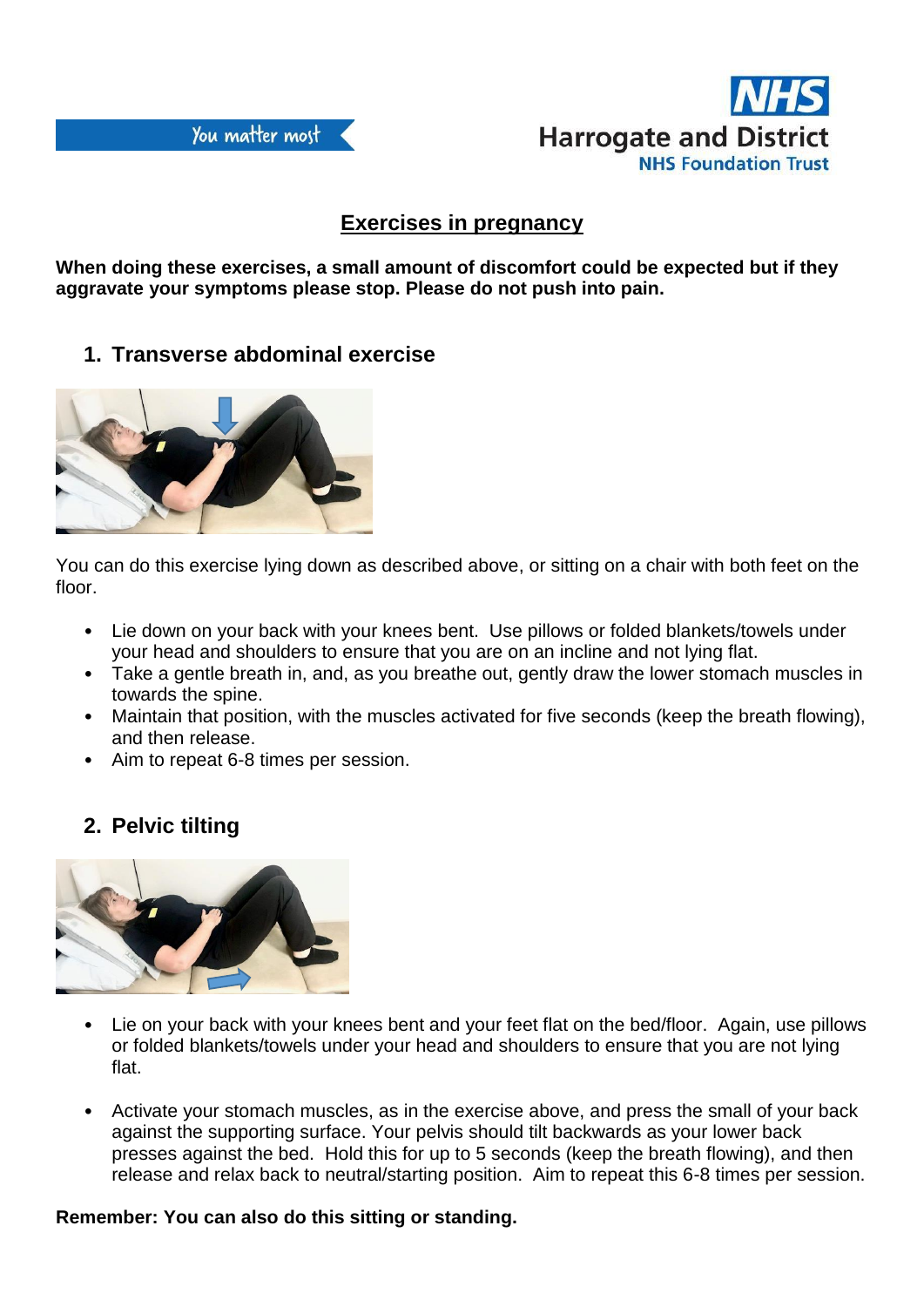You matter most

NHS
Harrogate and District
NHS Foundation Trust

# Exercises in pregnancy

**When doing these exercises, a small amount of discomfort could be expected but if they aggravate your symptoms please stop. Please do not push into pain.**

## 1. Transverse abdominal exercise

You can do this exercise lying down as described above, or sitting on a chair with both feet on the floor.

- Lie down on your back with your knees bent. Use pillows or folded blankets/towels under your head and shoulders to ensure that you are on an incline and not lying flat.
- Take a gentle breath in, and, as you breathe out, gently draw the lower stomach muscles in towards the spine.
- Maintain that position, with the muscles activated for five seconds (keep the breath flowing), and then release.
- Aim to repeat 6-8 times per session.

## 2. Pelvic tilting

- Lie on your back with your knees bent and your feet flat on the bed/floor. Again, use pillows or folded blankets/towels under your head and shoulders to ensure that you are not lying flat.

- Activate your stomach muscles, as in the exercise above, and press the small of your back against the supporting surface. Your pelvis should tilt backwards as your lower back presses against the bed. Hold this for up to 5 seconds (keep the breath flowing), and then release and relax back to neutral/starting position. Aim to repeat this 6-8 times per session.

**Remember: You can also do this sitting or standing.**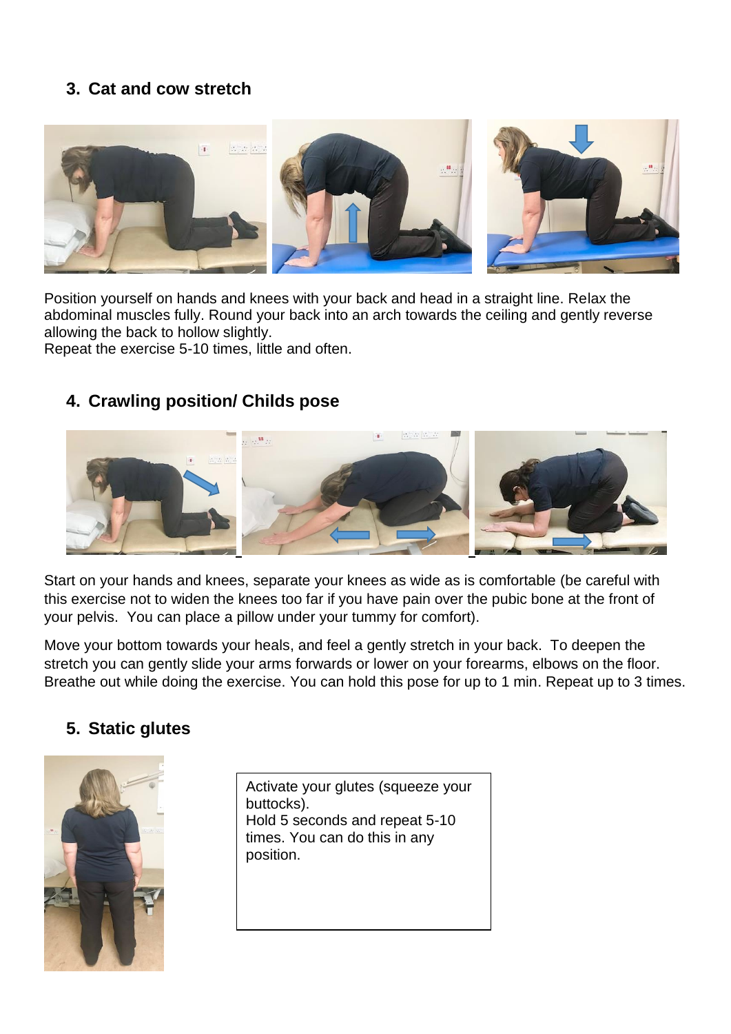### 3. Cat and cow stretch

Position yourself on hands and knees with your back and head in a straight line. Relax the abdominal muscles fully. Round your back into an arch towards the ceiling and gently reverse allowing the back to hollow slightly.
Repeat the exercise 5-10 times, little and often.

### 4. Crawling position/ Childs pose

Start on your hands and knees, separate your knees as wide as is comfortable (be careful with this exercise not to widen the knees too far if you have pain over the pubic bone at the front of your pelvis. You can place a pillow under your tummy for comfort).

Move your bottom towards your heals, and feel a gently stretch in your back. To deepen the stretch you can gently slide your arms forwards or lower on your forearms, elbows on the floor. Breathe out while doing the exercise. You can hold this pose for up to 1 min. Repeat up to 3 times.

### 5. Static glutes

Activate your glutes (squeeze your buttocks).
Hold 5 seconds and repeat 5-10 times. You can do this in any position.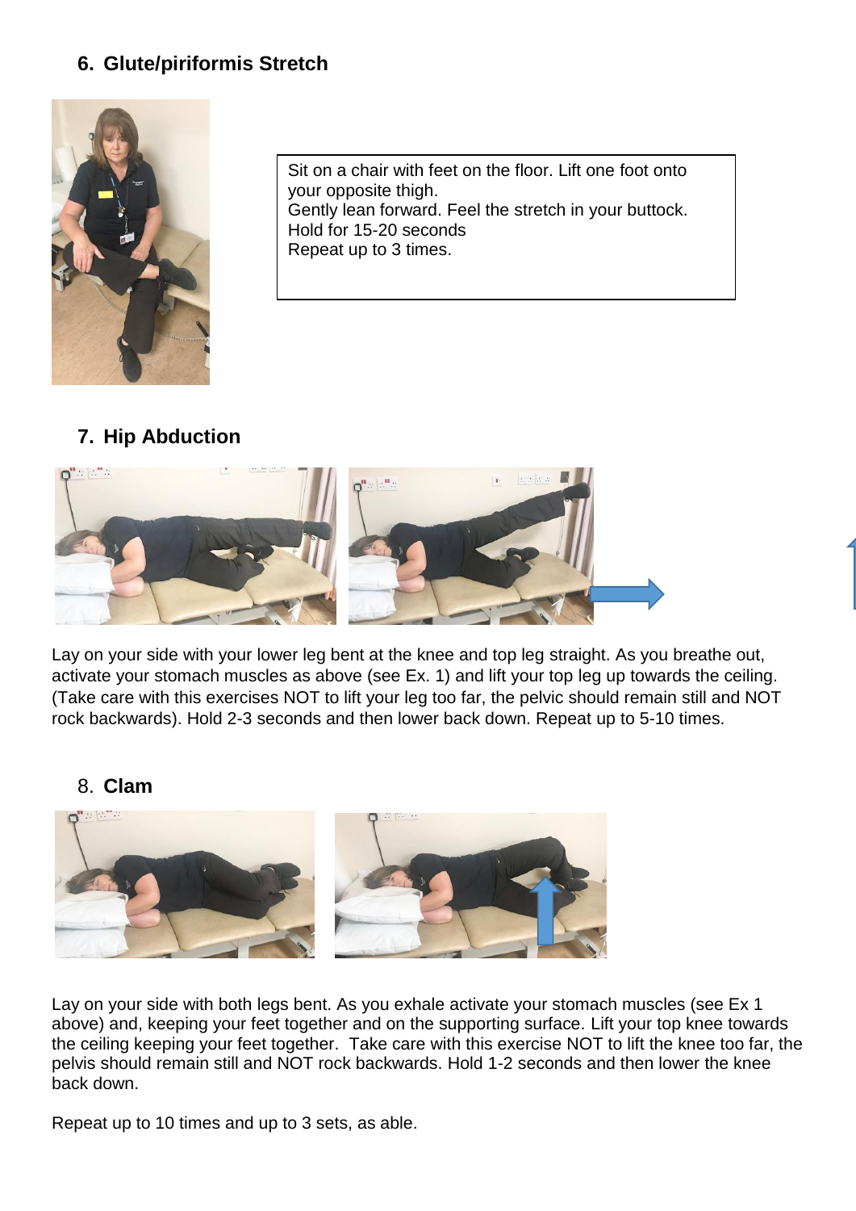## 6. Glute/piriformis Stretch

Sit on a chair with feet on the floor. Lift one foot onto your opposite thigh.
Gently lean forward. Feel the stretch in your buttock.
Hold for 15-20 seconds
Repeat up to 3 times.

## 7. Hip Abduction

Lay on your side with your lower leg bent at the knee and top leg straight. As you breathe out, activate your stomach muscles as above (see Ex. 1) and lift your top leg up towards the ceiling. (Take care with this exercises NOT to lift your leg too far, the pelvic should remain still and NOT rock backwards). Hold 2-3 seconds and then lower back down. Repeat up to 5-10 times.

## 8. Clam

Lay on your side with both legs bent. As you exhale activate your stomach muscles (see Ex 1 above) and, keeping your feet together and on the supporting surface. Lift your top knee towards the ceiling keeping your feet together. Take care with this exercise NOT to lift the knee too far, the pelvis should remain still and NOT rock backwards. Hold 1-2 seconds and then lower the knee back down.

Repeat up to 10 times and up to 3 sets, as able.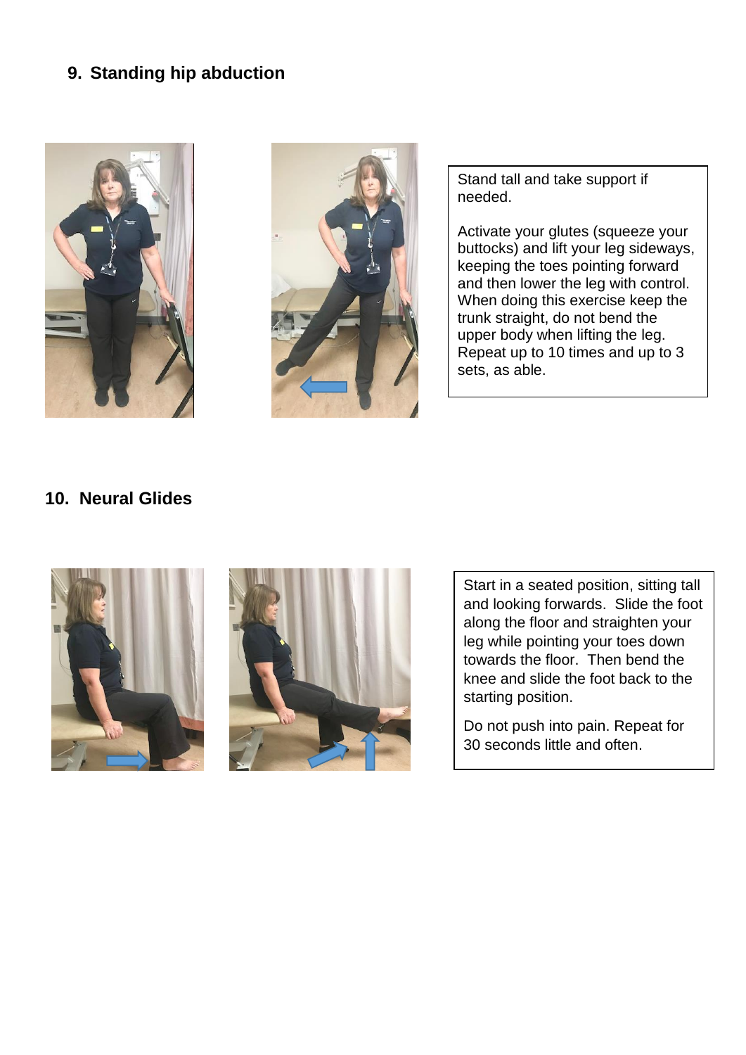## 9. Standing hip abduction

Stand tall and take support if needed.

Activate your glutes (squeeze your buttocks) and lift your leg sideways, keeping the toes pointing forward and then lower the leg with control. When doing this exercise keep the trunk straight, do not bend the upper body when lifting the leg. Repeat up to 10 times and up to 3 sets, as able.

## 10. Neural Glides

Start in a seated position, sitting tall and looking forwards. Slide the foot along the floor and straighten your leg while pointing your toes down towards the floor. Then bend the knee and slide the foot back to the starting position.

Do not push into pain. Repeat for 30 seconds little and often.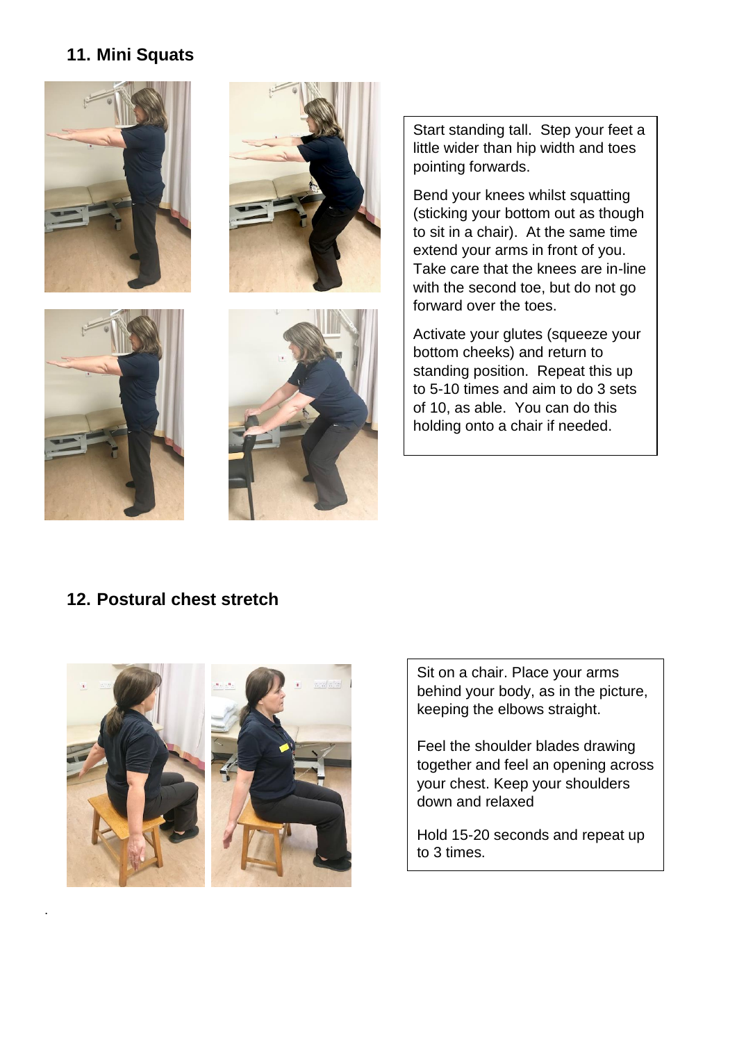## 11. Mini Squats

Start standing tall. Step your feet a little wider than hip width and toes pointing forwards.

Bend your knees whilst squatting (sticking your bottom out as though to sit in a chair). At the same time extend your arms in front of you. Take care that the knees are in-line with the second toe, but do not go forward over the toes.

Activate your glutes (squeeze your bottom cheeks) and return to standing position. Repeat this up to 5-10 times and aim to do 3 sets of 10, as able. You can do this holding onto a chair if needed.

## 12. Postural chest stretch

Sit on a chair. Place your arms behind your body, as in the picture, keeping the elbows straight.

Feel the shoulder blades drawing together and feel an opening across your chest. Keep your shoulders down and relaxed

Hold 15-20 seconds and repeat up to 3 times.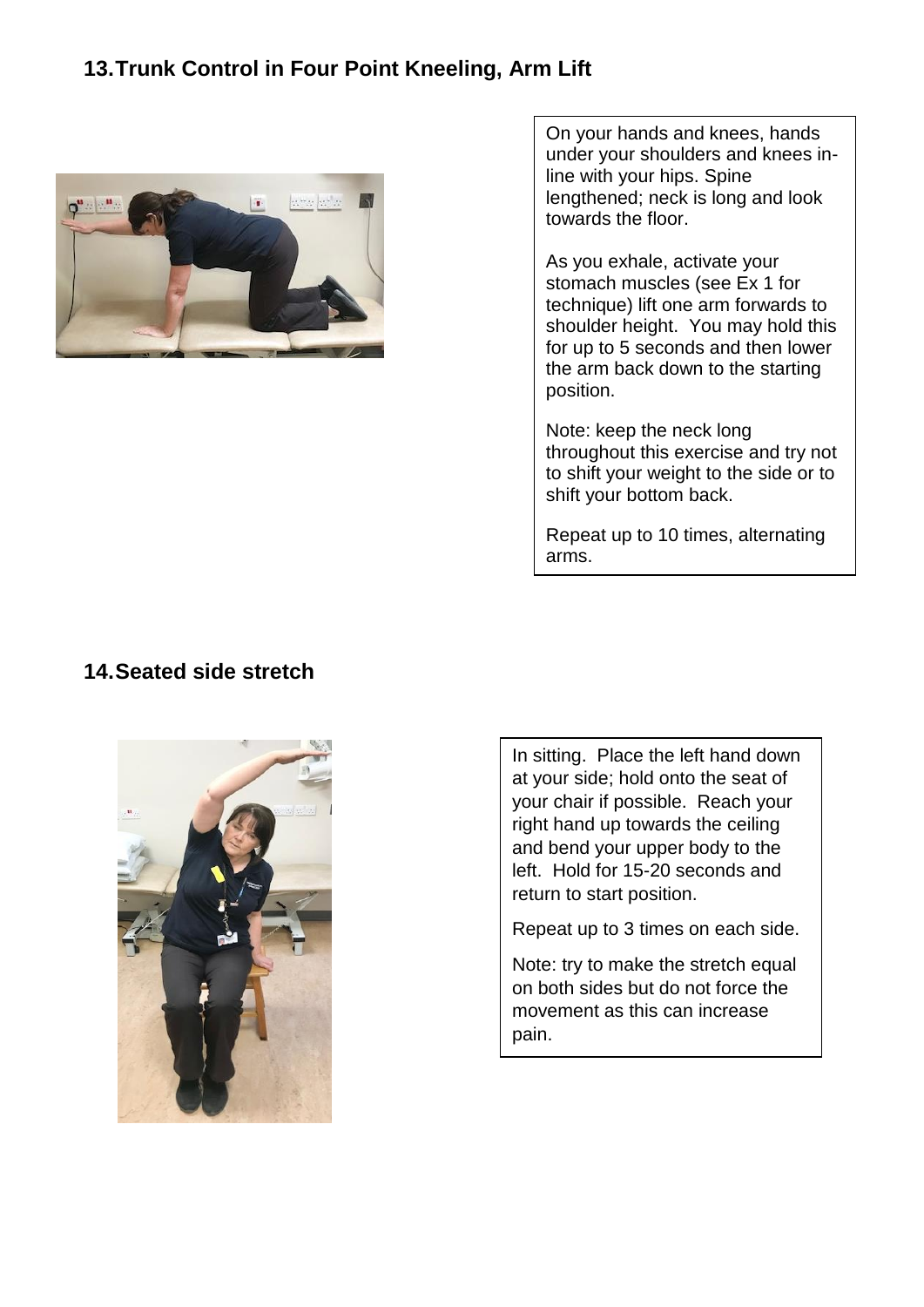## 13. Trunk Control in Four Point Kneeling, Arm Lift

On your hands and knees, hands under your shoulders and knees in-line with your hips. Spine lengthened; neck is long and look towards the floor.

As you exhale, activate your stomach muscles (see Ex 1 for technique) lift one arm forwards to shoulder height. You may hold this for up to 5 seconds and then lower the arm back down to the starting position.

Note: keep the neck long throughout this exercise and try not to shift your weight to the side or to shift your bottom back.

Repeat up to 10 times, alternating arms.

## 14. Seated side stretch

In sitting. Place the left hand down at your side; hold onto the seat of your chair if possible. Reach your right hand up towards the ceiling and bend your upper body to the left. Hold for 15-20 seconds and return to start position.

Repeat up to 3 times on each side.

Note: try to make the stretch equal on both sides but do not force the movement as this can increase pain.